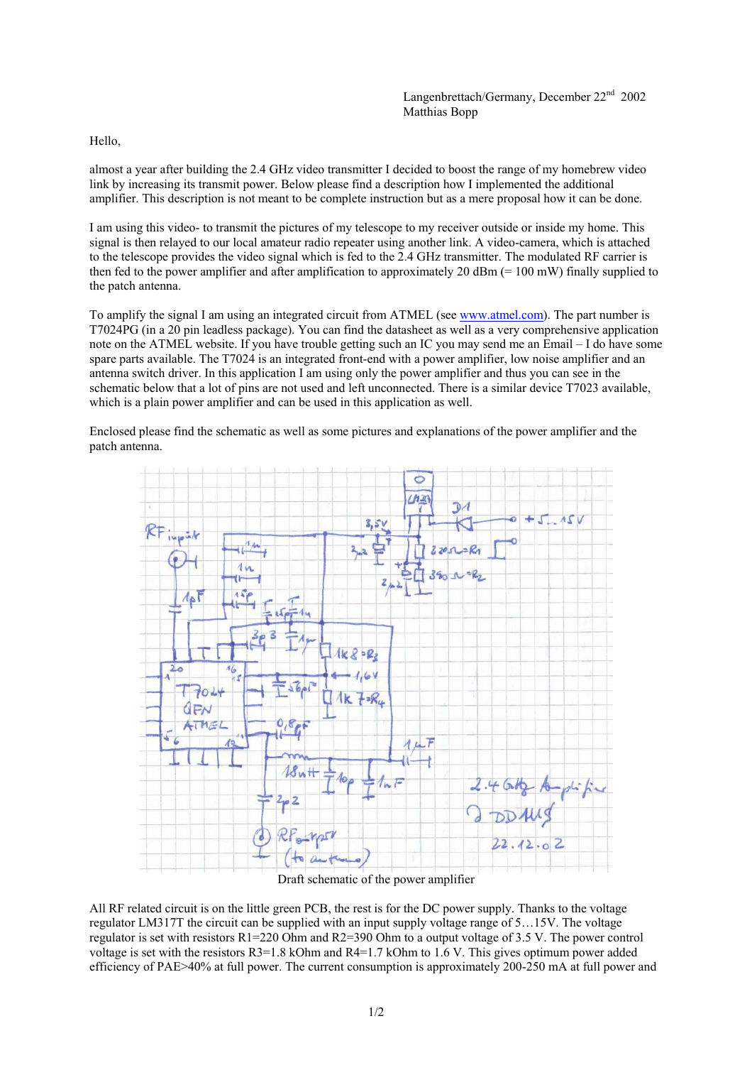Langenbrettach/Germany, December 22nd 2002
Matthias Bopp

Hello,

almost a year after building the 2.4 GHz video transmitter I decided to boost the range of my homebrew video link by increasing its transmit power. Below please find a description how I implemented the additional amplifier. This description is not meant to be complete instruction but as a mere proposal how it can be done.

I am using this video- to transmit the pictures of my telescope to my receiver outside or inside my home. This signal is then relayed to our local amateur radio repeater using another link. A video-camera, which is attached to the telescope provides the video signal which is fed to the 2.4 GHz transmitter. The modulated RF carrier is then fed to the power amplifier and after amplification to approximately 20 dBm (= 100 mW) finally supplied to the patch antenna.

To amplify the signal I am using an integrated circuit from ATMEL (see www.atmel.com). The part number is T7024PG (in a 20 pin leadless package). You can find the datasheet as well as a very comprehensive application note on the ATMEL website. If you have trouble getting such an IC you may send me an Email – I do have some spare parts available. The T7024 is an integrated front-end with a power amplifier, low noise amplifier and an antenna switch driver. In this application I am using only the power amplifier and thus you can see in the schematic below that a lot of pins are not used and left unconnected. There is a similar device T7023 available, which is a plain power amplifier and can be used in this application as well.

Enclosed please find the schematic as well as some pictures and explanations of the power amplifier and the patch antenna.

Draft schematic of the power amplifier

All RF related circuit is on the little green PCB, the rest is for the DC power supply. Thanks to the voltage regulator LM317T the circuit can be supplied with an input supply voltage range of 5…15V. The voltage regulator is set with resistors R1=220 Ohm and R2=390 Ohm to a output voltage of 3.5 V. The power control voltage is set with the resistors R3=1.8 kOhm and R4=1.7 kOhm to 1.6 V. This gives optimum power added efficiency of PAE>40% at full power. The current consumption is approximately 200-250 mA at full power and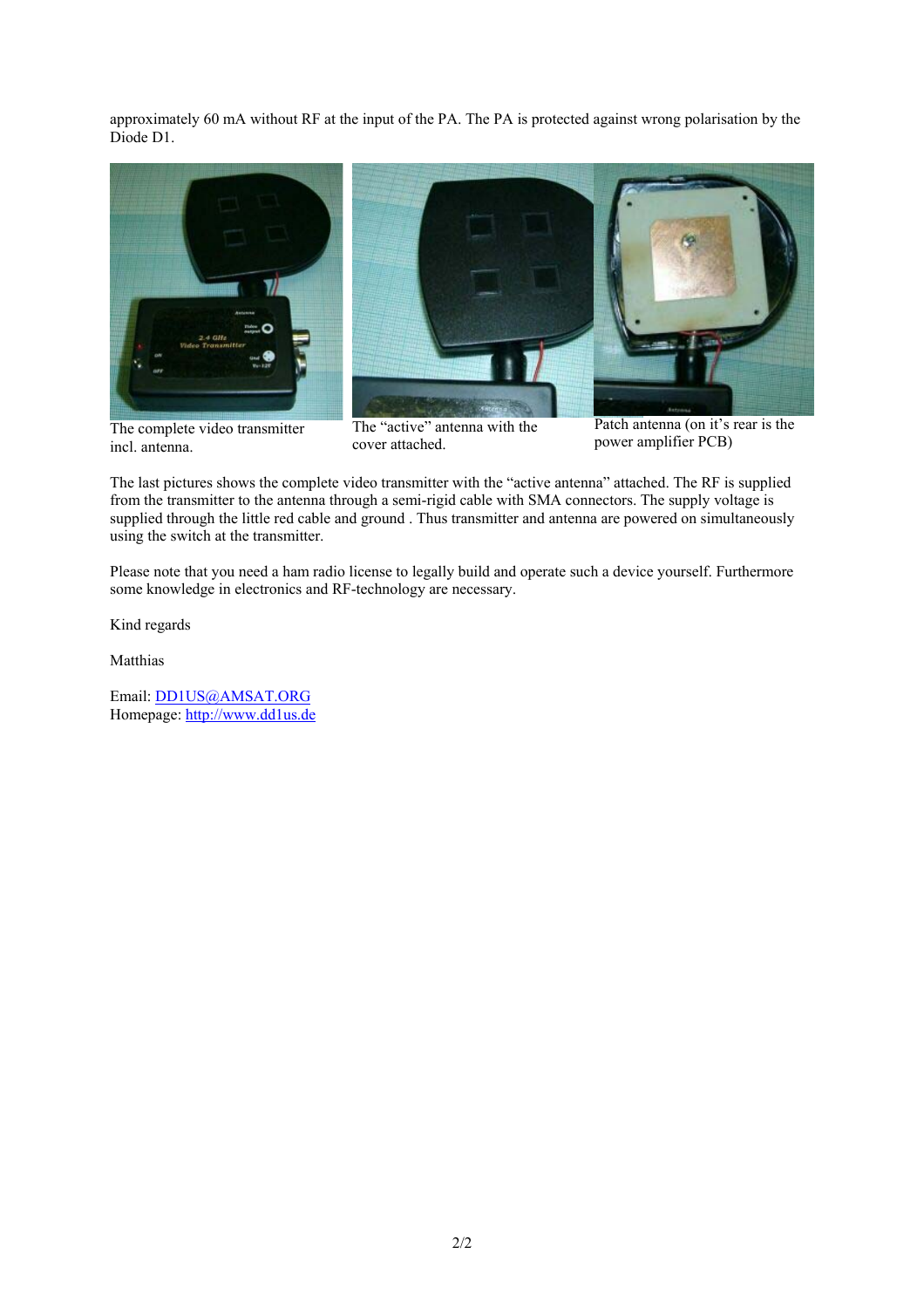approximately 60 mA without RF at the input of the PA. The PA is protected against wrong polarisation by the Diode D1.

The complete video transmitter incl. antenna.

The “active” antenna with the cover attached.

Patch antenna (on it’s rear is the power amplifier PCB)

The last pictures shows the complete video transmitter with the “active antenna” attached. The RF is supplied from the transmitter to the antenna through a semi-rigid cable with SMA connectors. The supply voltage is supplied through the little red cable and ground . Thus transmitter and antenna are powered on simultaneously using the switch at the transmitter.

Please note that you need a ham radio license to legally build and operate such a device yourself. Furthermore some knowledge in electronics and RF-technology are necessary.

Kind regards

Matthias

Email: [DD1US@AMSAT.ORG](mailto:DD1US@AMSAT.ORG)
Homepage: [http://www.dd1us.de](http://www.dd1us.de)